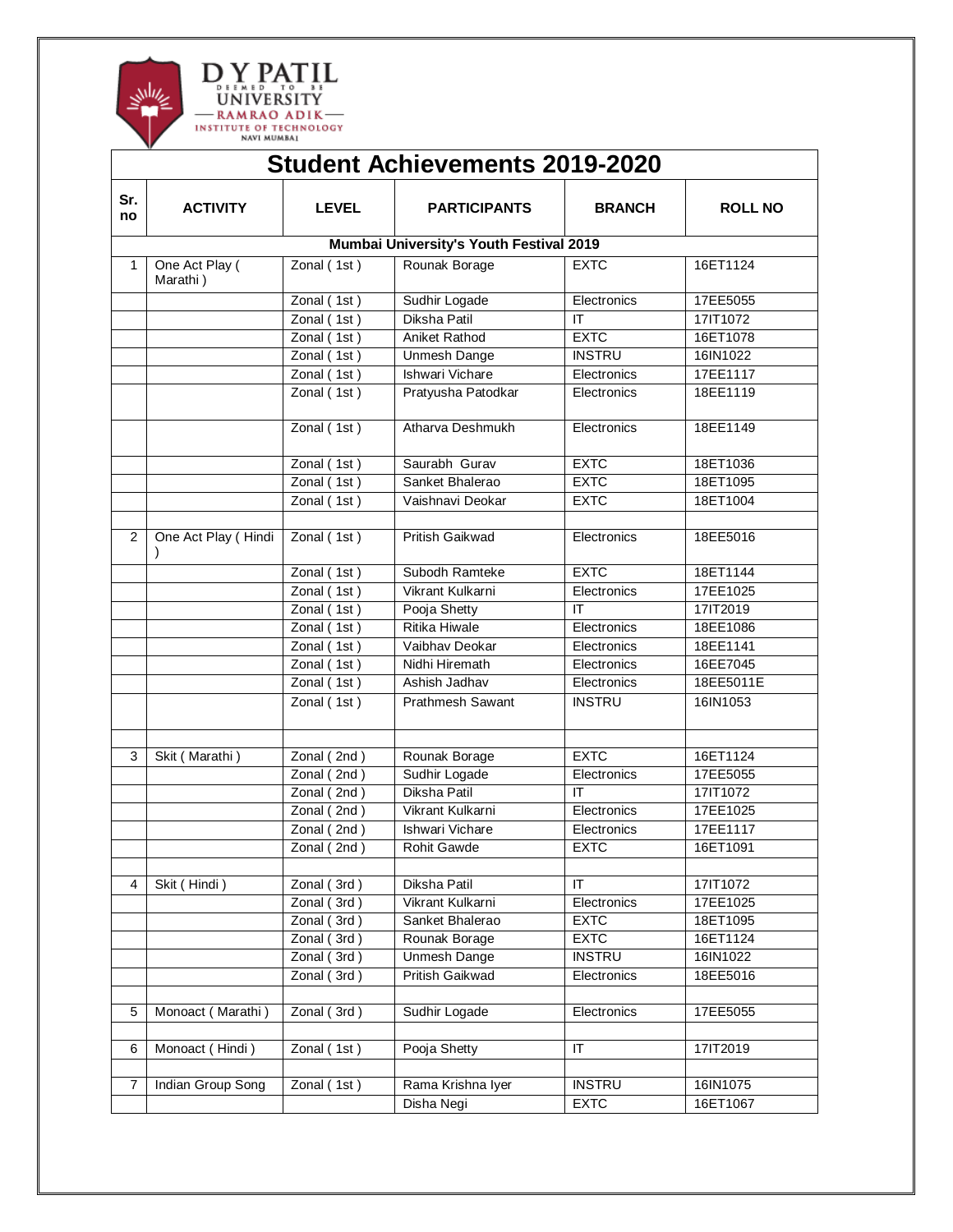D Y PATIL DEEMED TO BE UNIVERSITY
RAMRAO ADIK INSTITUTE OF TECHNOLOGY
NAVI MUMBAI

# Student Achievements 2019-2020

| Sr. no | ACTIVITY | LEVEL | PARTICIPANTS | BRANCH | ROLL NO |
|---|---|---|---|---|---|
| | | | **Mumbai University's Youth Festival 2019** | | |
| 1 | One Act Play ( Marathi ) | Zonal ( 1st ) | Rounak Borage | EXTC | 16ET1124 |
| | | Zonal ( 1st ) | Sudhir Logade | Electronics | 17EE5055 |
| | | Zonal ( 1st ) | Diksha Patil | IT | 17IT1072 |
| | | Zonal ( 1st ) | Aniket Rathod | EXTC | 16ET1078 |
| | | Zonal ( 1st ) | Unmesh Dange | INSTRU | 16IN1022 |
| | | Zonal ( 1st ) | Ishwari Vichare | Electronics | 17EE1117 |
| | | Zonal ( 1st ) | Pratyusha Patodkar | Electronics | 18EE1119 |
| | | Zonal ( 1st ) | Atharva Deshmukh | Electronics | 18EE1149 |
| | | Zonal ( 1st ) | Saurabh Gurav | EXTC | 18ET1036 |
| | | Zonal ( 1st ) | Sanket Bhalerao | EXTC | 18ET1095 |
| | | Zonal ( 1st ) | Vaishnavi Deokar | EXTC | 18ET1004 |
| | | | | | |
| 2 | One Act Play ( Hindi ) | Zonal ( 1st ) | Pritish Gaikwad | Electronics | 18EE5016 |
| | | Zonal ( 1st ) | Subodh Ramteke | EXTC | 18ET1144 |
| | | Zonal ( 1st ) | Vikrant Kulkarni | Electronics | 17EE1025 |
| | | Zonal ( 1st ) | Pooja Shetty | IT | 17IT2019 |
| | | Zonal ( 1st ) | Ritika Hiwale | Electronics | 18EE1086 |
| | | Zonal ( 1st ) | Vaibhav Deokar | Electronics | 18EE1141 |
| | | Zonal ( 1st ) | Nidhi Hiremath | Electronics | 16EE7045 |
| | | Zonal ( 1st ) | Ashish Jadhav | Electronics | 18EE5011E |
| | | Zonal ( 1st ) | Prathmesh Sawant | INSTRU | 16IN1053 |
| | | | | | |
| 3 | Skit ( Marathi ) | Zonal ( 2nd ) | Rounak Borage | EXTC | 16ET1124 |
| | | Zonal ( 2nd ) | Sudhir Logade | Electronics | 17EE5055 |
| | | Zonal ( 2nd ) | Diksha Patil | IT | 17IT1072 |
| | | Zonal ( 2nd ) | Vikrant Kulkarni | Electronics | 17EE1025 |
| | | Zonal ( 2nd ) | Ishwari Vichare | Electronics | 17EE1117 |
| | | Zonal ( 2nd ) | Rohit Gawde | EXTC | 16ET1091 |
| | | | | | |
| 4 | Skit ( Hindi ) | Zonal ( 3rd ) | Diksha Patil | IT | 17IT1072 |
| | | Zonal ( 3rd ) | Vikrant Kulkarni | Electronics | 17EE1025 |
| | | Zonal ( 3rd ) | Sanket Bhalerao | EXTC | 18ET1095 |
| | | Zonal ( 3rd ) | Rounak Borage | EXTC | 16ET1124 |
| | | Zonal ( 3rd ) | Unmesh Dange | INSTRU | 16IN1022 |
| | | Zonal ( 3rd ) | Pritish Gaikwad | Electronics | 18EE5016 |
| | | | | | |
| 5 | Monoact ( Marathi ) | Zonal ( 3rd ) | Sudhir Logade | Electronics | 17EE5055 |
| | | | | | |
| 6 | Monoact ( Hindi ) | Zonal ( 1st ) | Pooja Shetty | IT | 17IT2019 |
| | | | | | |
| 7 | Indian Group Song | Zonal ( 1st ) | Rama Krishna Iyer | INSTRU | 16IN1075 |
| | | | Disha Negi | EXTC | 16ET1067 |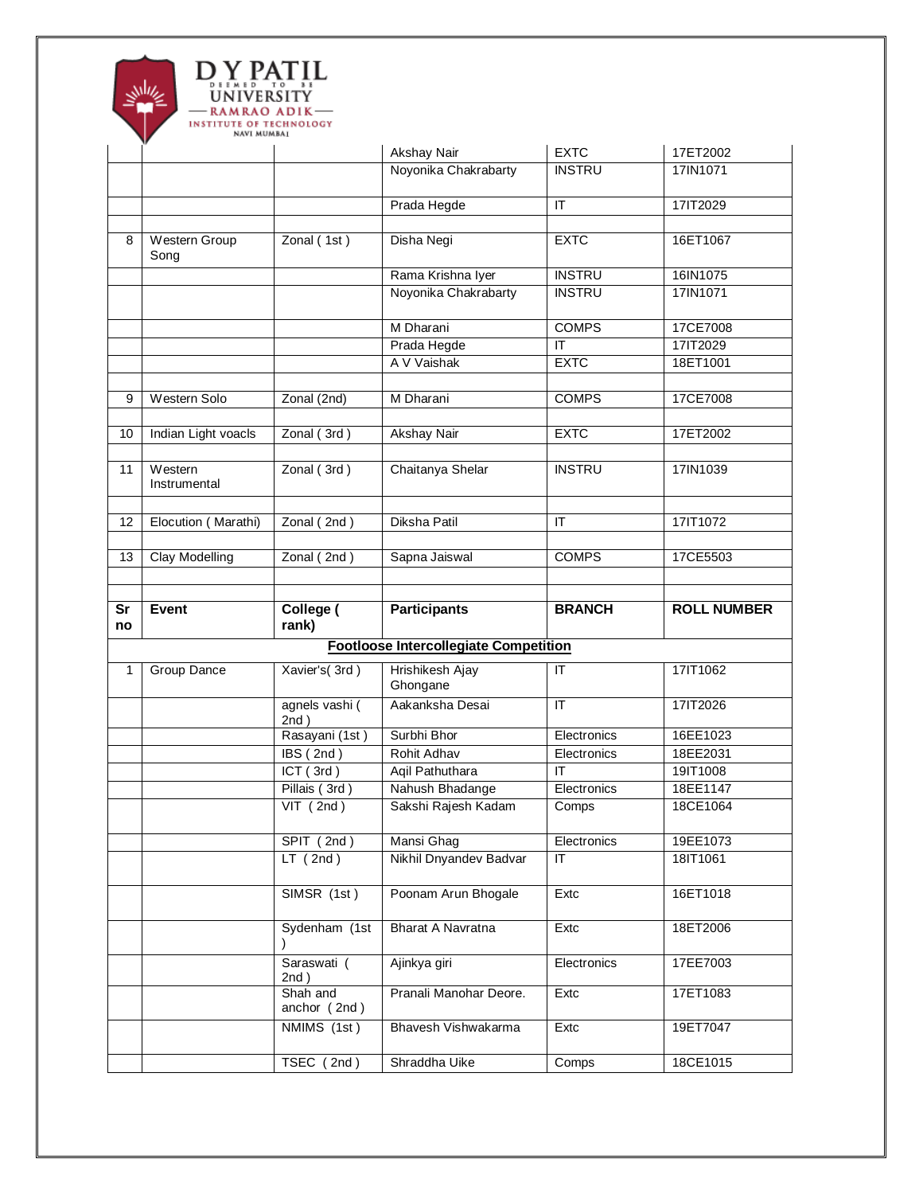| | | | Akshay Nair | EXTC | 17ET2002 |
|---|---|---|---|---|---|
| | | | Noyonika Chakrabarty | INSTRU | 17IN1071 |
| | | | Prada Hegde | IT | 17IT2029 |
| | | | | | |
| 8 | Western Group Song | Zonal ( 1st ) | Disha Negi | EXTC | 16ET1067 |
| | | | Rama Krishna Iyer | INSTRU | 16IN1075 |
| | | | Noyonika Chakrabarty | INSTRU | 17IN1071 |
| | | | M Dharani | COMPS | 17CE7008 |
| | | | Prada Hegde | IT | 17IT2029 |
| | | | A V Vaishak | EXTC | 18ET1001 |
| | | | | | |
| 9 | Western Solo | Zonal (2nd) | M Dharani | COMPS | 17CE7008 |
| | | | | | |
| 10 | Indian Light voacls | Zonal ( 3rd ) | Akshay Nair | EXTC | 17ET2002 |
| | | | | | |
| 11 | Western Instrumental | Zonal ( 3rd ) | Chaitanya Shelar | INSTRU | 17IN1039 |
| | | | | | |
| 12 | Elocution ( Marathi) | Zonal ( 2nd ) | Diksha Patil | IT | 17IT1072 |
| | | | | | |
| 13 | Clay Modelling | Zonal ( 2nd ) | Sapna Jaiswal | COMPS | 17CE5503 |
| | | | | | |
| | | | | | |

| Sr no | Event | College ( rank) | Participants | BRANCH | ROLL NUMBER |
|---|---|---|---|---|---|
| | | **Footloose Intercollegiate Competition** | | | |
| 1 | Group Dance | Xavier's( 3rd ) | Hrishikesh Ajay Ghongane | IT | 17IT1062 |
| | | agnels vashi ( 2nd ) | Aakanksha Desai | IT | 17IT2026 |
| | | Rasayani (1st ) | Surbhi Bhor | Electronics | 16EE1023 |
| | | IBS ( 2nd ) | Rohit Adhav | Electronics | 18EE2031 |
| | | ICT ( 3rd ) | Aqil Pathuthara | IT | 19IT1008 |
| | | Pillais ( 3rd ) | Nahush Bhadange | Electronics | 18EE1147 |
| | | VIT ( 2nd ) | Sakshi Rajesh Kadam | Comps | 18CE1064 |
| | | SPIT ( 2nd ) | Mansi Ghag | Electronics | 19EE1073 |
| | | LT ( 2nd ) | Nikhil Dnyandev Badvar | IT | 18IT1061 |
| | | SIMSR (1st ) | Poonam Arun Bhogale | Extc | 16ET1018 |
| | | Sydenham (1st ) | Bharat A Navratna | Extc | 18ET2006 |
| | | Saraswati ( 2nd ) | Ajinkya giri | Electronics | 17EE7003 |
| | | Shah and anchor ( 2nd ) | Pranali Manohar Deore. | Extc | 17ET1083 |
| | | NMIMS (1st ) | Bhavesh Vishwakarma | Extc | 19ET7047 |
| | | TSEC ( 2nd ) | Shraddha Uike | Comps | 18CE1015 |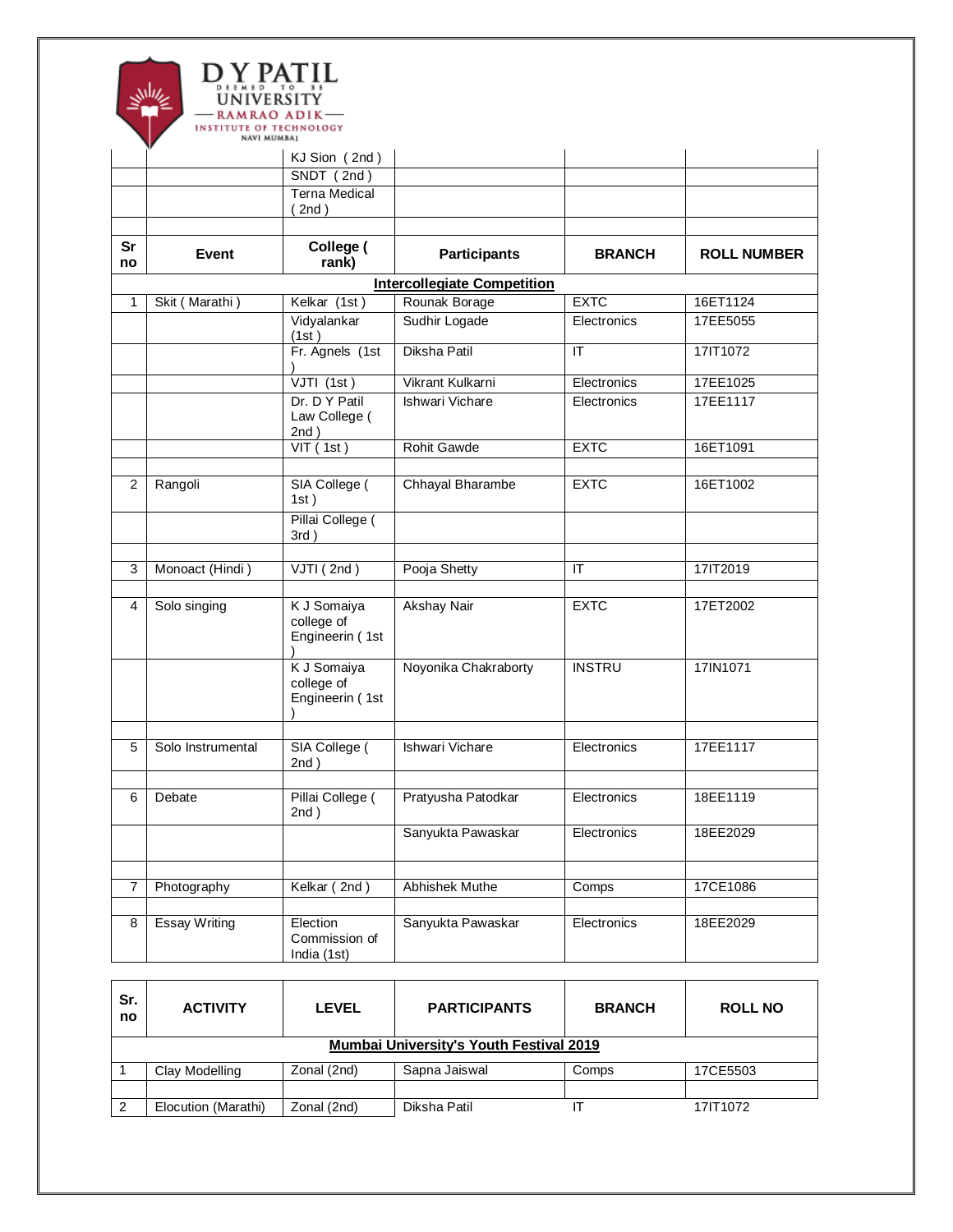| | | KJ Sion ( 2nd ) | | | |
|---|---|---|---|---|---|
| | | SNDT ( 2nd ) | | | |
| | | Terna Medical ( 2nd ) | | | |
| | | | | | |
| **Sr no** | **Event** | **College ( rank)** | **Participants** | **BRANCH** | **ROLL NUMBER** |
| | | **Intercollegiate Competition** | | | |
| 1 | Skit ( Marathi ) | Kelkar (1st ) | Rounak Borage | EXTC | 16ET1124 |
| | | Vidyalankar (1st ) | Sudhir Logade | Electronics | 17EE5055 |
| | | Fr. Agnels (1st ) | Diksha Patil | IT | 17IT1072 |
| | | VJTI (1st ) | Vikrant Kulkarni | Electronics | 17EE1025 |
| | | Dr. D Y Patil Law College ( 2nd ) | Ishwari Vichare | Electronics | 17EE1117 |
| | | VIT ( 1st ) | Rohit Gawde | EXTC | 16ET1091 |
| | | | | | |
| 2 | Rangoli | SIA College ( 1st ) | Chhayal Bharambe | EXTC | 16ET1002 |
| | | Pillai College ( 3rd ) | | | |
| | | | | | |
| 3 | Monoact (Hindi ) | VJTI ( 2nd ) | Pooja Shetty | IT | 17IT2019 |
| | | | | | |
| 4 | Solo singing | K J Somaiya college of Engineerin ( 1st ) | Akshay Nair | EXTC | 17ET2002 |
| | | K J Somaiya college of Engineerin ( 1st ) | Noyonika Chakraborty | INSTRU | 17IN1071 |
| | | | | | |
| 5 | Solo Instrumental | SIA College ( 2nd ) | Ishwari Vichare | Electronics | 17EE1117 |
| | | | | | |
| 6 | Debate | Pillai College ( 2nd ) | Pratyusha Patodkar | Electronics | 18EE1119 |
| | | | Sanyukta Pawaskar | Electronics | 18EE2029 |
| | | | | | |
| 7 | Photography | Kelkar ( 2nd ) | Abhishek Muthe | Comps | 17CE1086 |
| | | | | | |
| 8 | Essay Writing | Election Commission of India (1st) | Sanyukta Pawaskar | Electronics | 18EE2029 |

| **Sr. no** | **ACTIVITY** | **LEVEL** | **PARTICIPANTS** | **BRANCH** | **ROLL NO** |
|---|---|---|---|---|---|
| | | | **Mumbai University's Youth Festival 2019** | | |
| 1 | Clay Modelling | Zonal (2nd) | Sapna Jaiswal | Comps | 17CE5503 |
| | | | | | |
| 2 | Elocution (Marathi) | Zonal (2nd) | Diksha Patil | IT | 17IT1072 |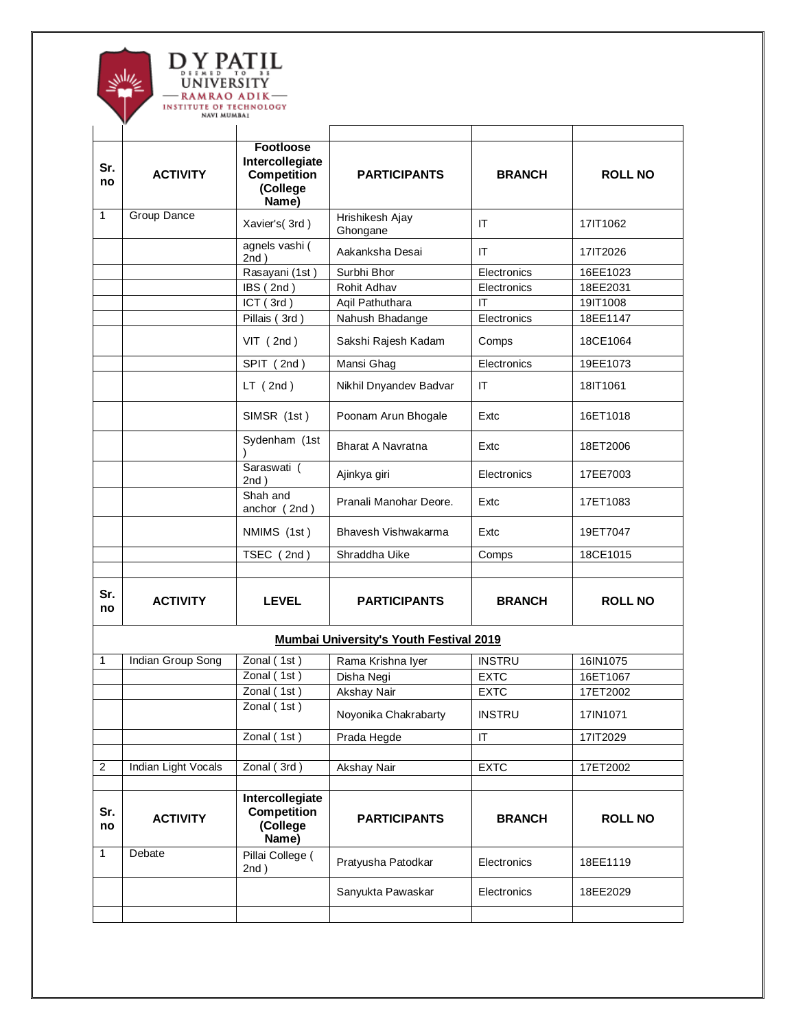| Sr. no | ACTIVITY | Footloose Intercollegiate Competition (College Name) | PARTICIPANTS | BRANCH | ROLL NO |
|---|---|---|---|---|---|
| 1 | Group Dance | Xavier's( 3rd ) | Hrishikesh Ajay Ghongane | IT | 17IT1062 |
| | | agnels vashi ( 2nd ) | Aakanksha Desai | IT | 17IT2026 |
| | | Rasayani (1st ) | Surbhi Bhor | Electronics | 16EE1023 |
| | | IBS ( 2nd ) | Rohit Adhav | Electronics | 18EE2031 |
| | | ICT ( 3rd ) | Aqil Pathuthara | IT | 19IT1008 |
| | | Pillais ( 3rd ) | Nahush Bhadange | Electronics | 18EE1147 |
| | | VIT ( 2nd ) | Sakshi Rajesh Kadam | Comps | 18CE1064 |
| | | SPIT ( 2nd ) | Mansi Ghag | Electronics | 19EE1073 |
| | | LT ( 2nd ) | Nikhil Dnyandev Badvar | IT | 18IT1061 |
| | | SIMSR (1st ) | Poonam Arun Bhogale | Extc | 16ET1018 |
| | | Sydenham (1st ) | Bharat A Navratna | Extc | 18ET2006 |
| | | Saraswati ( 2nd ) | Ajinkya giri | Electronics | 17EE7003 |
| | | Shah and anchor ( 2nd ) | Pranali Manohar Deore. | Extc | 17ET1083 |
| | | NMIMS (1st ) | Bhavesh Vishwakarma | Extc | 19ET7047 |
| | | TSEC ( 2nd ) | Shraddha Uike | Comps | 18CE1015 |

| Sr. no | ACTIVITY | LEVEL | PARTICIPANTS | BRANCH | ROLL NO |
|---|---|---|---|---|---|
| **Mumbai University's Youth Festival 2019** | | | | | |
| 1 | Indian Group Song | Zonal ( 1st ) | Rama Krishna Iyer | INSTRU | 16IN1075 |
| | | Zonal ( 1st ) | Disha Negi | EXTC | 16ET1067 |
| | | Zonal ( 1st ) | Akshay Nair | EXTC | 17ET2002 |
| | | Zonal ( 1st ) | Noyonika Chakrabarty | INSTRU | 17IN1071 |
| | | Zonal ( 1st ) | Prada Hegde | IT | 17IT2029 |
| 2 | Indian Light Vocals | Zonal ( 3rd ) | Akshay Nair | EXTC | 17ET2002 |

| Sr. no | ACTIVITY | Intercollegiate Competition (College Name) | PARTICIPANTS | BRANCH | ROLL NO |
|---|---|---|---|---|---|
| 1 | Debate | Pillai College ( 2nd ) | Pratyusha Patodkar | Electronics | 18EE1119 |
| | | | Sanyukta Pawaskar | Electronics | 18EE2029 |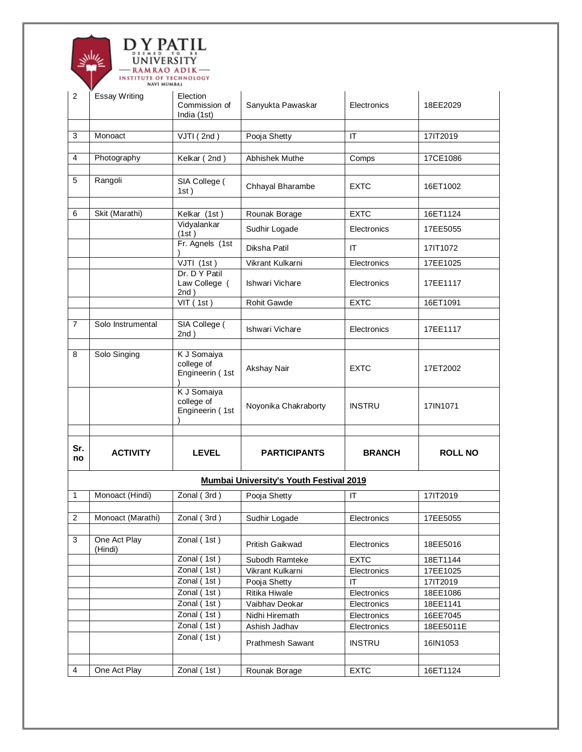| 2 | Essay Writing | Election Commission of India (1st) | Sanyukta Pawaskar | Electronics | 18EE2029 |
|---|---|---|---|---|---|
| | | | | | |
| 3 | Monoact | VJTI ( 2nd ) | Pooja Shetty | IT | 17IT2019 |
| | | | | | |
| 4 | Photography | Kelkar ( 2nd ) | Abhishek Muthe | Comps | 17CE1086 |
| | | | | | |
| 5 | Rangoli | SIA College ( 1st ) | Chhayal Bharambe | EXTC | 16ET1002 |
| | | | | | |
| 6 | Skit (Marathi) | Kelkar (1st ) | Rounak Borage | EXTC | 16ET1124 |
| | | Vidyalankar (1st ) | Sudhir Logade | Electronics | 17EE5055 |
| | | Fr. Agnels (1st ) | Diksha Patil | IT | 17IT1072 |
| | | VJTI (1st ) | Vikrant Kulkarni | Electronics | 17EE1025 |
| | | Dr. D Y Patil Law College ( 2nd ) | Ishwari Vichare | Electronics | 17EE1117 |
| | | VIT ( 1st ) | Rohit Gawde | EXTC | 16ET1091 |
| | | | | | |
| 7 | Solo Instrumental | SIA College ( 2nd ) | Ishwari Vichare | Electronics | 17EE1117 |
| | | | | | |
| 8 | Solo Singing | K J Somaiya college of Engineerin ( 1st ) | Akshay Nair | EXTC | 17ET2002 |
| | | K J Somaiya college of Engineerin ( 1st ) | Noyonika Chakraborty | INSTRU | 17IN1071 |
| | | | | | |

| Sr. no | ACTIVITY | LEVEL | PARTICIPANTS | BRANCH | ROLL NO |
|---|---|---|---|---|---|
| **Mumbai University's Youth Festival 2019** | | | | | |
| 1 | Monoact (Hindi) | Zonal ( 3rd ) | Pooja Shetty | IT | 17IT2019 |
| | | | | | |
| 2 | Monoact (Marathi) | Zonal ( 3rd ) | Sudhir Logade | Electronics | 17EE5055 |
| | | | | | |
| 3 | One Act Play (Hindi) | Zonal ( 1st ) | Pritish Gaikwad | Electronics | 18EE5016 |
| | | Zonal ( 1st ) | Subodh Ramteke | EXTC | 18ET1144 |
| | | Zonal ( 1st ) | Vikrant Kulkarni | Electronics | 17EE1025 |
| | | Zonal ( 1st ) | Pooja Shetty | IT | 17IT2019 |
| | | Zonal ( 1st ) | Ritika Hiwale | Electronics | 18EE1086 |
| | | Zonal ( 1st ) | Vaibhav Deokar | Electronics | 18EE1141 |
| | | Zonal ( 1st ) | Nidhi Hiremath | Electronics | 16EE7045 |
| | | Zonal ( 1st ) | Ashish Jadhav | Electronics | 18EE5011E |
| | | Zonal ( 1st ) | Prathmesh Sawant | INSTRU | 16IN1053 |
| | | | | | |
| 4 | One Act Play | Zonal ( 1st ) | Rounak Borage | EXTC | 16ET1124 |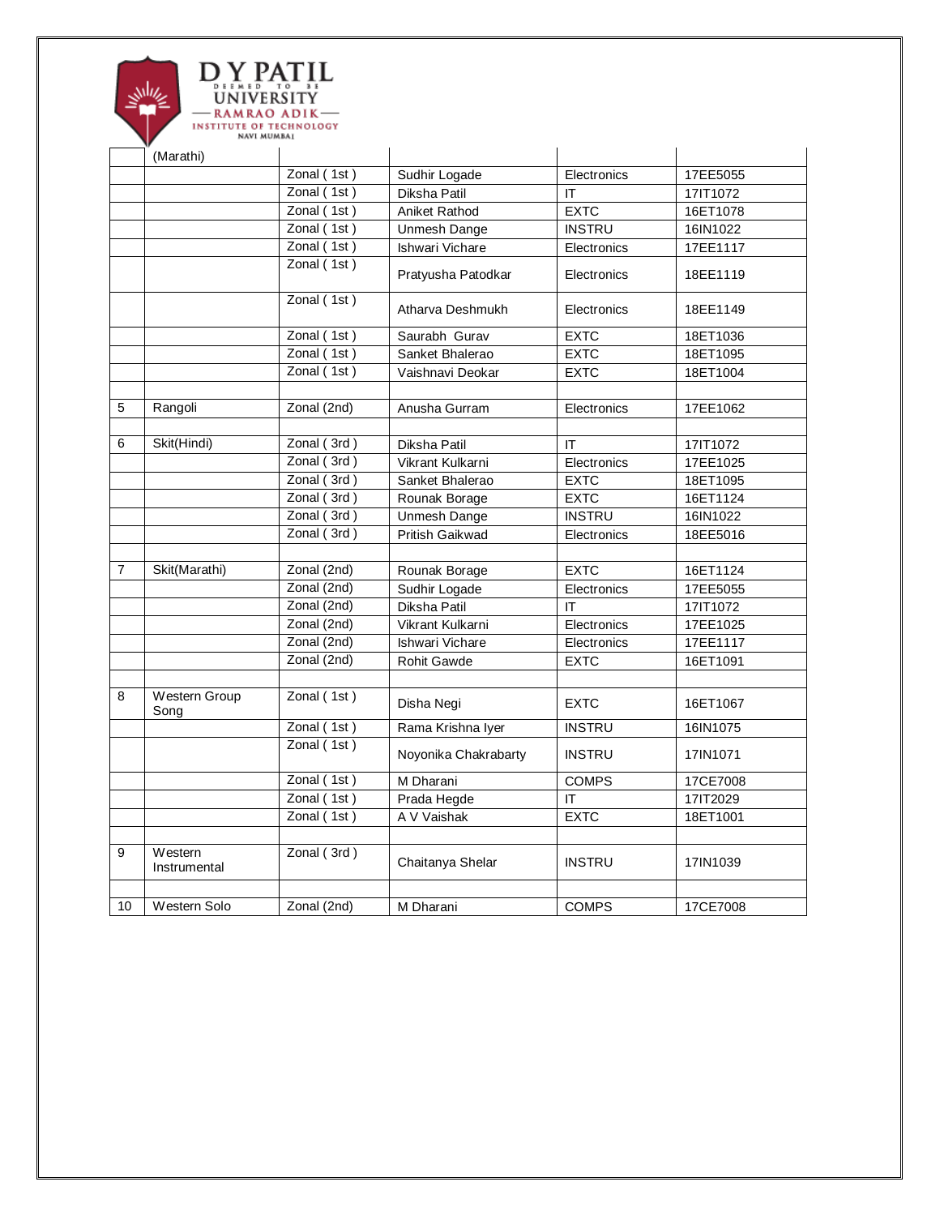| | (Marathi) | | | | |
|---|---|---|---|---|---|
| | | Zonal ( 1st ) | Sudhir Logade | Electronics | 17EE5055 |
| | | Zonal ( 1st ) | Diksha Patil | IT | 17IT1072 |
| | | Zonal ( 1st ) | Aniket Rathod | EXTC | 16ET1078 |
| | | Zonal ( 1st ) | Unmesh Dange | INSTRU | 16IN1022 |
| | | Zonal ( 1st ) | Ishwari Vichare | Electronics | 17EE1117 |
| | | Zonal ( 1st ) | Pratyusha Patodkar | Electronics | 18EE1119 |
| | | Zonal ( 1st ) | Atharva Deshmukh | Electronics | 18EE1149 |
| | | Zonal ( 1st ) | Saurabh Gurav | EXTC | 18ET1036 |
| | | Zonal ( 1st ) | Sanket Bhalerao | EXTC | 18ET1095 |
| | | Zonal ( 1st ) | Vaishnavi Deokar | EXTC | 18ET1004 |
| | | | | | |
| 5 | Rangoli | Zonal (2nd) | Anusha Gurram | Electronics | 17EE1062 |
| | | | | | |
| 6 | Skit(Hindi) | Zonal ( 3rd ) | Diksha Patil | IT | 17IT1072 |
| | | Zonal ( 3rd ) | Vikrant Kulkarni | Electronics | 17EE1025 |
| | | Zonal ( 3rd ) | Sanket Bhalerao | EXTC | 18ET1095 |
| | | Zonal ( 3rd ) | Rounak Borage | EXTC | 16ET1124 |
| | | Zonal ( 3rd ) | Unmesh Dange | INSTRU | 16IN1022 |
| | | Zonal ( 3rd ) | Pritish Gaikwad | Electronics | 18EE5016 |
| | | | | | |
| 7 | Skit(Marathi) | Zonal (2nd) | Rounak Borage | EXTC | 16ET1124 |
| | | Zonal (2nd) | Sudhir Logade | Electronics | 17EE5055 |
| | | Zonal (2nd) | Diksha Patil | IT | 17IT1072 |
| | | Zonal (2nd) | Vikrant Kulkarni | Electronics | 17EE1025 |
| | | Zonal (2nd) | Ishwari Vichare | Electronics | 17EE1117 |
| | | Zonal (2nd) | Rohit Gawde | EXTC | 16ET1091 |
| | | | | | |
| 8 | Western Group Song | Zonal ( 1st ) | Disha Negi | EXTC | 16ET1067 |
| | | Zonal ( 1st ) | Rama Krishna Iyer | INSTRU | 16IN1075 |
| | | Zonal ( 1st ) | Noyonika Chakrabarty | INSTRU | 17IN1071 |
| | | Zonal ( 1st ) | M Dharani | COMPS | 17CE7008 |
| | | Zonal ( 1st ) | Prada Hegde | IT | 17IT2029 |
| | | Zonal ( 1st ) | A V Vaishak | EXTC | 18ET1001 |
| | | | | | |
| 9 | Western Instrumental | Zonal ( 3rd ) | Chaitanya Shelar | INSTRU | 17IN1039 |
| | | | | | |
| 10 | Western Solo | Zonal (2nd) | M Dharani | COMPS | 17CE7008 |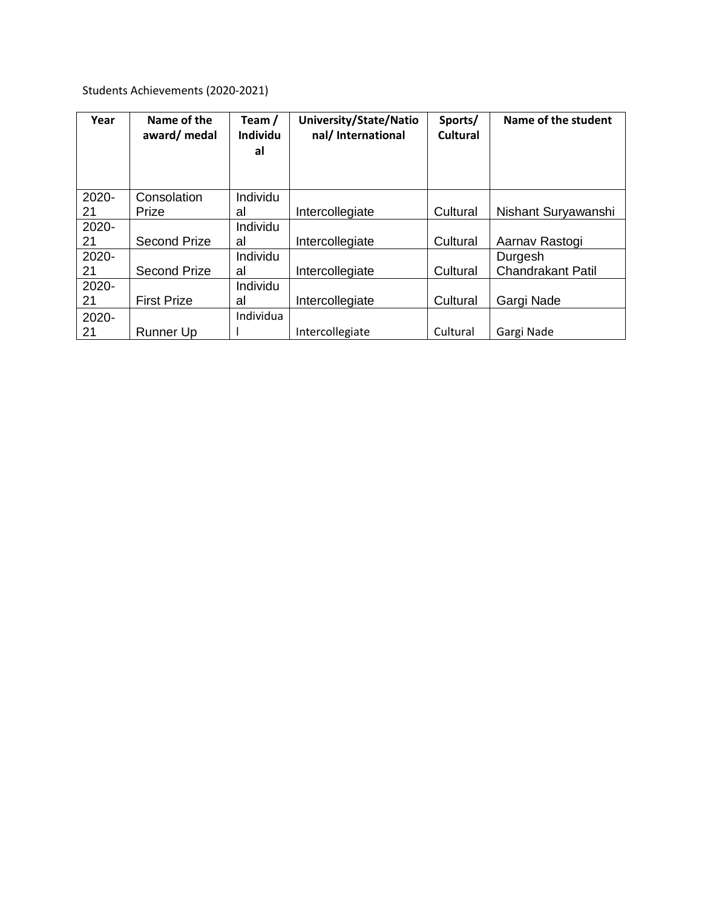Students Achievements (2020-2021)

| Year | Name of the award/ medal | Team / Individual | University/State/National/ International | Sports/ Cultural | Name of the student |
|---|---|---|---|---|---|
| 2020-21 | Consolation Prize | Individual | Intercollegiate | Cultural | Nishant Suryawanshi |
| 2020-21 | Second Prize | Individual | Intercollegiate | Cultural | Aarnav Rastogi |
| 2020-21 | Second Prize | Individual | Intercollegiate | Cultural | Durgesh Chandrakant Patil |
| 2020-21 | First Prize | Individual | Intercollegiate | Cultural | Gargi Nade |
| 2020-21 | Runner Up | Individual | Intercollegiate | Cultural | Gargi Nade |